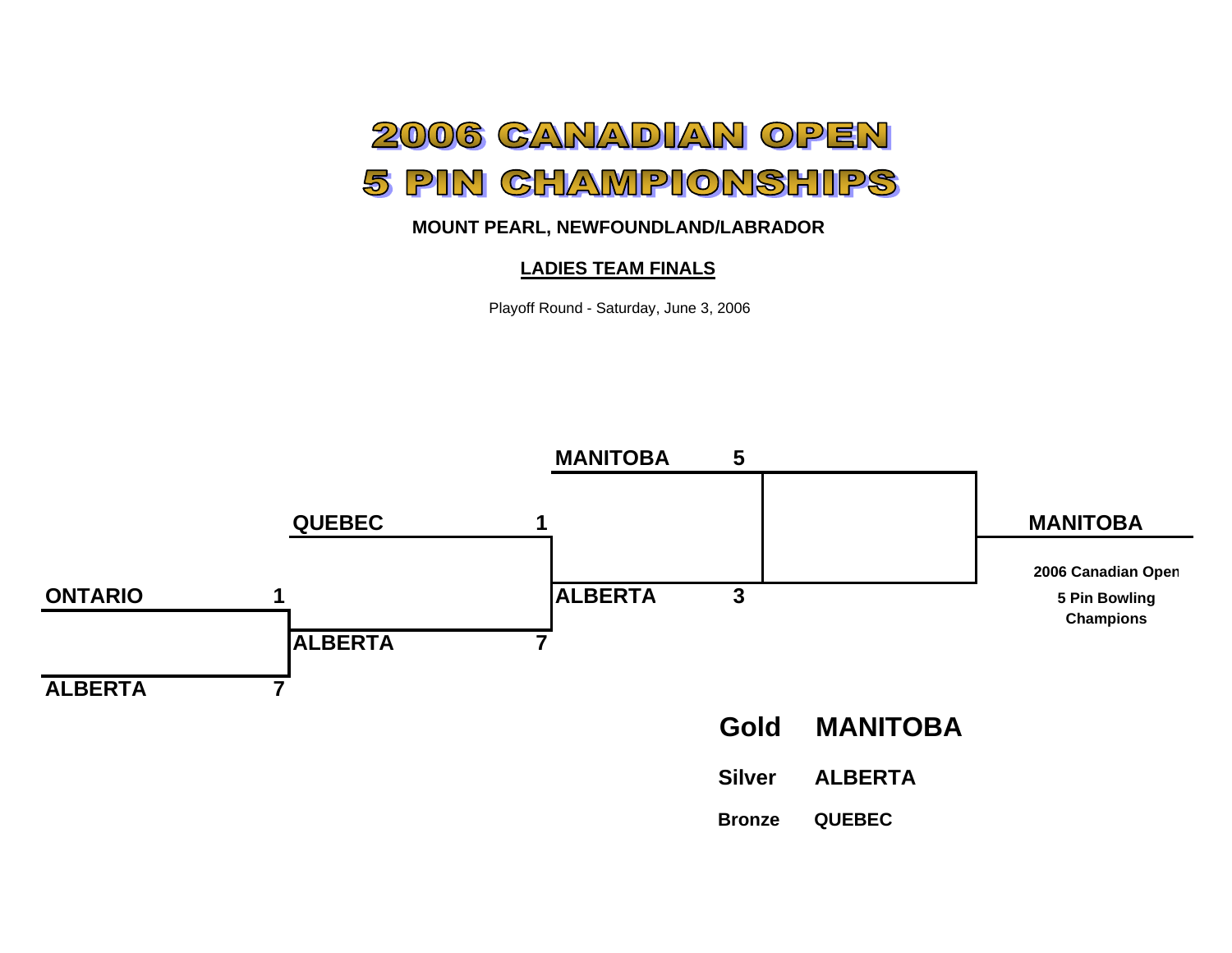# 2006 CANADIAN OPEN
# 5 PIN CHAMPIONSHIPS

**MOUNT PEARL, NEWFOUNDLAND/LABRADOR**

**LADIES TEAM FINALS**

Playoff Round - Saturday, June 3, 2006

| Round 1 | | Round 2 | | Round 3 | | Final |
|---|---|---|---|---|---|---|
| **ONTARIO** | **1** | **QUEBEC** | **1** | **MANITOBA** | **5** | **MANITOBA** |
| **ALBERTA** | **7** | **ALBERTA** | **7** | **ALBERTA** | **3** | |

**MANITOBA**

**2006 Canadian Open**
**5 Pin Bowling**
**Champions**

| | |
|---|---|
| **Gold** | **MANITOBA** |
| **Silver** | **ALBERTA** |
| **Bronze** | **QUEBEC** |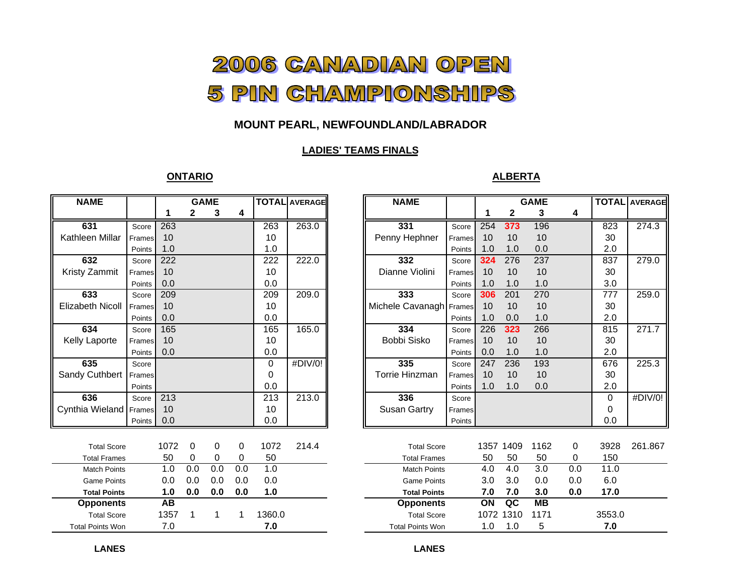# 2006 CANADIAN OPEN
# 5 PIN CHAMPIONSHIPS

### MOUNT PEARL, NEWFOUNDLAND/LABRADOR

#### LADIES' TEAMS FINALS

## ONTARIO

| NAME | | GAME 1 | 2 | 3 | 4 | TOTAL | AVERAGE |
|---|---|---|---|---|---|---|---|
| 631 | Score | 263 | | | | 263 | 263.0 |
| Kathleen Millar | Frames | 10 | | | | 10 | |
| | Points | 1.0 | | | | 1.0 | |
| 632 | Score | 222 | | | | 222 | 222.0 |
| Kristy Zammit | Frames | 10 | | | | 10 | |
| | Points | 0.0 | | | | 0.0 | |
| 633 | Score | 209 | | | | 209 | 209.0 |
| Elizabeth Nicoll | Frames | 10 | | | | 10 | |
| | Points | 0.0 | | | | 0.0 | |
| 634 | Score | 165 | | | | 165 | 165.0 |
| Kelly Laporte | Frames | 10 | | | | 10 | |
| | Points | 0.0 | | | | 0.0 | |
| 635 | Score | | | | | 0 | #DIV/0! |
| Sandy Cuthbert | Frames | | | | | 0 | |
| | Points | | | | | 0.0 | |
| 636 | Score | 213 | | | | 213 | 213.0 |
| Cynthia Wieland | Frames | 10 | | | | 10 | |
| | Points | 0.0 | | | | 0.0 | |
| Total Score | | 1072 | 0 | 0 | 0 | 1072 | 214.4 |
| Total Frames | | 50 | 0 | 0 | 0 | 50 | |
| Match Points | | 1.0 | 0.0 | 0.0 | 0.0 | 1.0 | |
| Game Points | | 0.0 | 0.0 | 0.0 | 0.0 | 0.0 | |
| **Total Points** | | **1.0** | **0.0** | **0.0** | **0.0** | **1.0** | |
| **Opponents** | | **AB** | | | | | |
| Total Score | | 1357 | 1 | 1 | 1 | 1360.0 | |
| Total Points Won | | 7.0 | | | | **7.0** | |

**LANES**

## ALBERTA

| NAME | | GAME 1 | 2 | 3 | 4 | TOTAL | AVERAGE |
|---|---|---|---|---|---|---|---|
| 331 | Score | 254 | 373 | 196 | | 823 | 274.3 |
| Penny Hephner | Frames | 10 | 10 | 10 | | 30 | |
| | Points | 1.0 | 1.0 | 0.0 | | 2.0 | |
| 332 | Score | 324 | 276 | 237 | | 837 | 279.0 |
| Dianne Violini | Frames | 10 | 10 | 10 | | 30 | |
| | Points | 1.0 | 1.0 | 1.0 | | 3.0 | |
| 333 | Score | 306 | 201 | 270 | | 777 | 259.0 |
| Michele Cavanagh | Frames | 10 | 10 | 10 | | 30 | |
| | Points | 1.0 | 0.0 | 1.0 | | 2.0 | |
| 334 | Score | 226 | 323 | 266 | | 815 | 271.7 |
| Bobbi Sisko | Frames | 10 | 10 | 10 | | 30 | |
| | Points | 0.0 | 1.0 | 1.0 | | 2.0 | |
| 335 | Score | 247 | 236 | 193 | | 676 | 225.3 |
| Torrie Hinzman | Frames | 10 | 10 | 10 | | 30 | |
| | Points | 1.0 | 1.0 | 0.0 | | 2.0 | |
| 336 | Score | | | | | 0 | #DIV/0! |
| Susan Gartry | Frames | | | | | 0 | |
| | Points | | | | | 0.0 | |
| Total Score | | 1357 | 1409 | 1162 | 0 | 3928 | 261.867 |
| Total Frames | | 50 | 50 | 50 | 0 | 150 | |
| Match Points | | 4.0 | 4.0 | 3.0 | 0.0 | 11.0 | |
| Game Points | | 3.0 | 3.0 | 0.0 | 0.0 | 6.0 | |
| **Total Points** | | **7.0** | **7.0** | **3.0** | **0.0** | **17.0** | |
| **Opponents** | | **ON** | **QC** | **MB** | | | |
| Total Score | | 1072 | 1310 | 1171 | | 3553.0 | |
| Total Points Won | | 1.0 | 1.0 | 5 | | **7.0** | |

**LANES**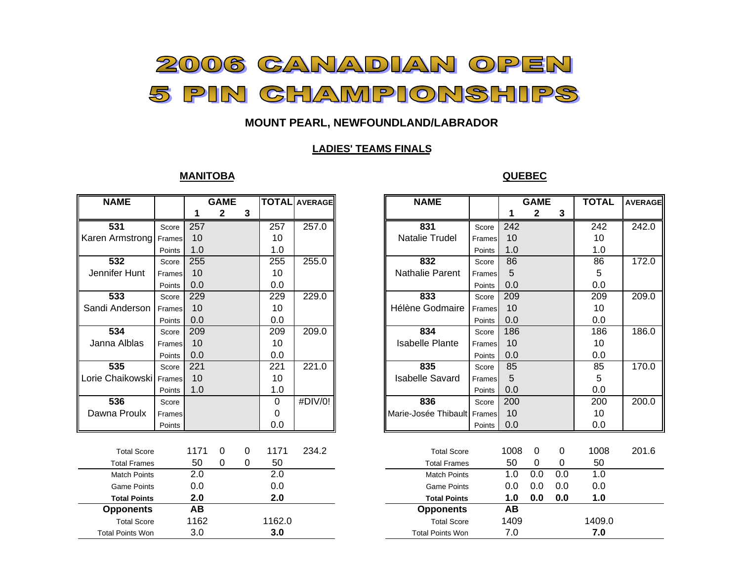# 2006 CANADIAN OPEN
# 5 PIN CHAMPIONSHIPS

**MOUNT PEARL, NEWFOUNDLAND/LABRADOR**

**LADIES' TEAMS FINALS**

## MANITOBA

| NAME | | GAME 1 | 2 | 3 | TOTAL | AVERAGE |
|---|---|---|---|---|---|---|
| 531 | Score | 257 | | | 257 | 257.0 |
| Karen Armstrong | Frames | 10 | | | 10 | |
| | Points | 1.0 | | | 1.0 | |
| 532 | Score | 255 | | | 255 | 255.0 |
| Jennifer Hunt | Frames | 10 | | | 10 | |
| | Points | 0.0 | | | 0.0 | |
| 533 | Score | 229 | | | 229 | 229.0 |
| Sandi Anderson | Frames | 10 | | | 10 | |
| | Points | 0.0 | | | 0.0 | |
| 534 | Score | 209 | | | 209 | 209.0 |
| Janna Alblas | Frames | 10 | | | 10 | |
| | Points | 0.0 | | | 0.0 | |
| 535 | Score | 221 | | | 221 | 221.0 |
| Lorie Chaikowski | Frames | 10 | | | 10 | |
| | Points | 1.0 | | | 1.0 | |
| 536 | Score | | | | 0 | #DIV/0! |
| Dawna Proulx | Frames | | | | 0 | |
| | Points | | | | 0.0 | |
| Total Score | | 1171 | 0 | 0 | 1171 | 234.2 |
| Total Frames | | 50 | 0 | 0 | 50 | |
| Match Points | | 2.0 | | | 2.0 | |
| Game Points | | 0.0 | | | 0.0 | |
| **Total Points** | | **2.0** | | | **2.0** | |
| **Opponents** | | **AB** | | | | |
| Total Score | | 1162 | | | 1162.0 | |
| Total Points Won | | 3.0 | | | **3.0** | |

## QUEBEC

| NAME | | GAME 1 | 2 | 3 | TOTAL | AVERAGE |
|---|---|---|---|---|---|---|
| 831 | Score | 242 | | | 242 | 242.0 |
| Natalie Trudel | Frames | 10 | | | 10 | |
| | Points | 1.0 | | | 1.0 | |
| 832 | Score | 86 | | | 86 | 172.0 |
| Nathalie Parent | Frames | 5 | | | 5 | |
| | Points | 0.0 | | | 0.0 | |
| 833 | Score | 209 | | | 209 | 209.0 |
| Hélène Godmaire | Frames | 10 | | | 10 | |
| | Points | 0.0 | | | 0.0 | |
| 834 | Score | 186 | | | 186 | 186.0 |
| Isabelle Plante | Frames | 10 | | | 10 | |
| | Points | 0.0 | | | 0.0 | |
| 835 | Score | 85 | | | 85 | 170.0 |
| Isabelle Savard | Frames | 5 | | | 5 | |
| | Points | 0.0 | | | 0.0 | |
| 836 | Score | 200 | | | 200 | 200.0 |
| Marie-Josée Thibault | Frames | 10 | | | 10 | |
| | Points | 0.0 | | | 0.0 | |
| Total Score | | 1008 | 0 | 0 | 1008 | 201.6 |
| Total Frames | | 50 | 0 | 0 | 50 | |
| Match Points | | 1.0 | 0.0 | 0.0 | 1.0 | |
| Game Points | | 0.0 | 0.0 | 0.0 | 0.0 | |
| **Total Points** | | **1.0** | **0.0** | **0.0** | **1.0** | |
| **Opponents** | | **AB** | | | | |
| Total Score | | 1409 | | | 1409.0 | |
| Total Points Won | | 7.0 | | | **7.0** | |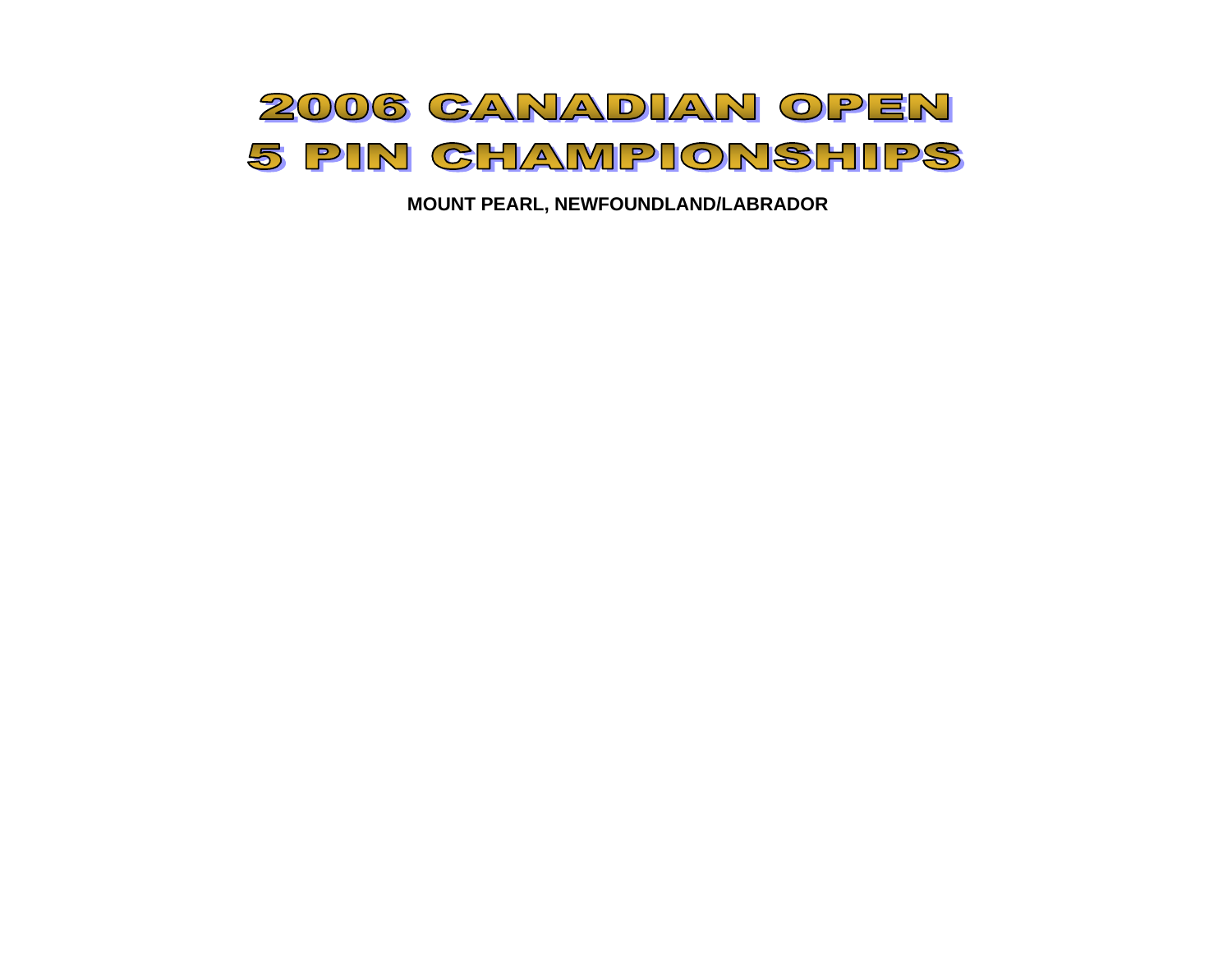# 2006 CANADIAN OPEN
# 5 PIN CHAMPIONSHIPS

**MOUNT PEARL, NEWFOUNDLAND/LABRADOR**